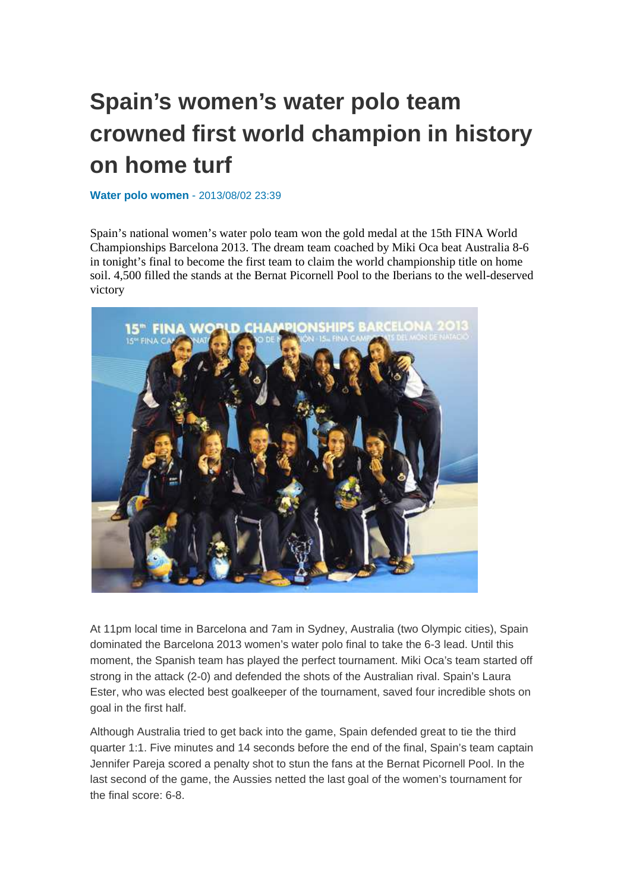# Spain's women's water polo team crowned first world champion in history on home turf

**Water polo women** - 2013/08/02 23:39

Spain's national women's water polo team won the gold medal at the 15th FINA World Championships Barcelona 2013. The dream team coached by Miki Oca beat Australia 8-6 in tonight's final to become the first team to claim the world championship title on home soil. 4,500 filled the stands at the Bernat Picornell Pool to the Iberians to the well-deserved victory

At 11pm local time in Barcelona and 7am in Sydney, Australia (two Olympic cities), Spain dominated the Barcelona 2013 women's water polo final to take the 6-3 lead. Until this moment, the Spanish team has played the perfect tournament. Miki Oca's team started off strong in the attack (2-0) and defended the shots of the Australian rival. Spain's Laura Ester, who was elected best goalkeeper of the tournament, saved four incredible shots on goal in the first half.

Although Australia tried to get back into the game, Spain defended great to tie the third quarter 1:1. Five minutes and 14 seconds before the end of the final, Spain's team captain Jennifer Pareja scored a penalty shot to stun the fans at the Bernat Picornell Pool. In the last second of the game, the Aussies netted the last goal of the women's tournament for the final score: 6-8.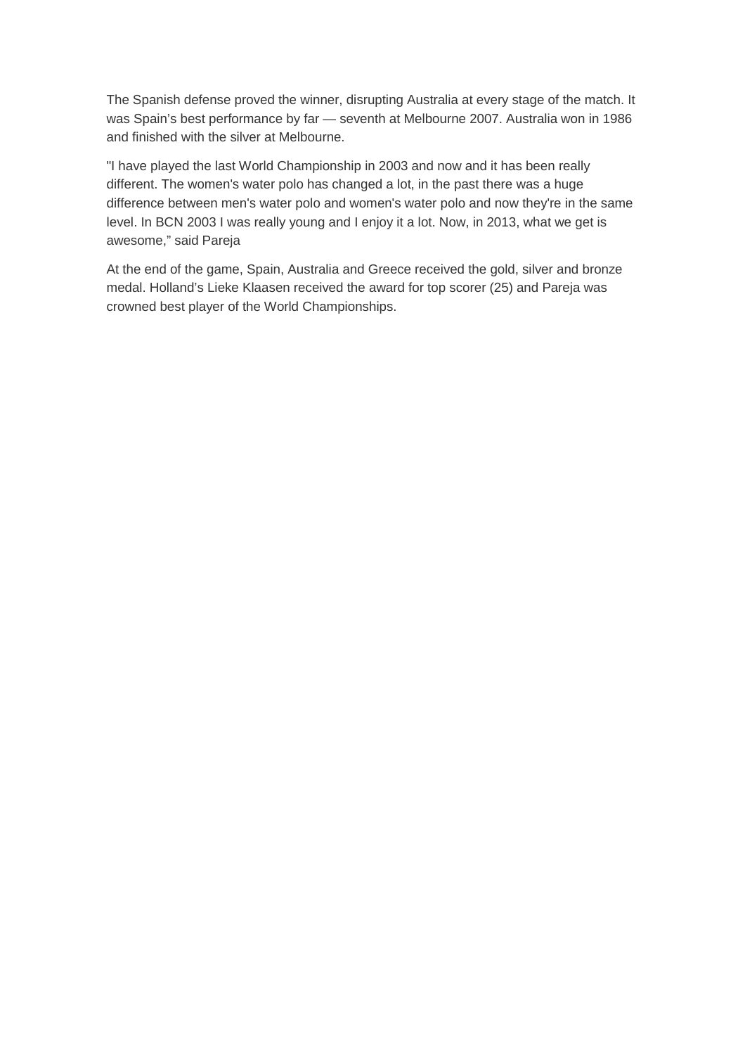The Spanish defense proved the winner, disrupting Australia at every stage of the match. It was Spain's best performance by far — seventh at Melbourne 2007. Australia won in 1986 and finished with the silver at Melbourne.

"I have played the last World Championship in 2003 and now and it has been really different. The women's water polo has changed a lot, in the past there was a huge difference between men's water polo and women's water polo and now they're in the same level. In BCN 2003 I was really young and I enjoy it a lot. Now, in 2013, what we get is awesome," said Pareja

At the end of the game, Spain, Australia and Greece received the gold, silver and bronze medal. Holland's Lieke Klaasen received the award for top scorer (25) and Pareja was crowned best player of the World Championships.